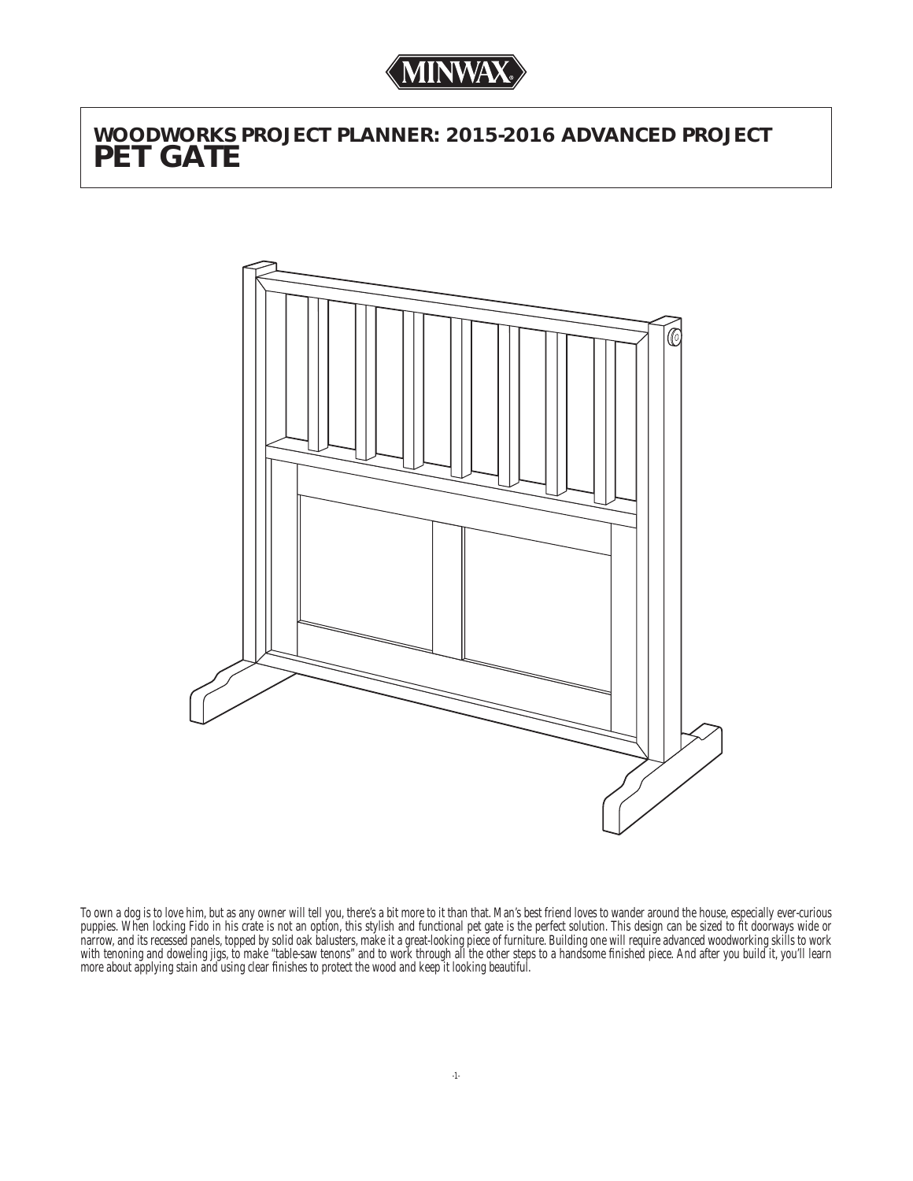MINWAX®

# WOODWORKS PROJECT PLANNER: 2015-2016 ADVANCED PROJECT
# PET GATE

*To own a dog is to love him, but as any owner will tell you, there's a bit more to it than that. Man's best friend loves to wander around the house, especially ever-curious puppies. When locking Fido in his crate is not an option, this stylish and functional pet gate is the perfect solution. This design can be sized to fit doorways wide or narrow, and its recessed panels, topped by solid oak balusters, make it a great-looking piece of furniture. Building one will require advanced woodworking skills to work with tenoning and doweling jigs, to make "table-saw tenons" and to work through all the other steps to a handsome finished piece. And after you build it, you'll learn more about applying stain and using clear finishes to protect the wood and keep it looking beautiful.*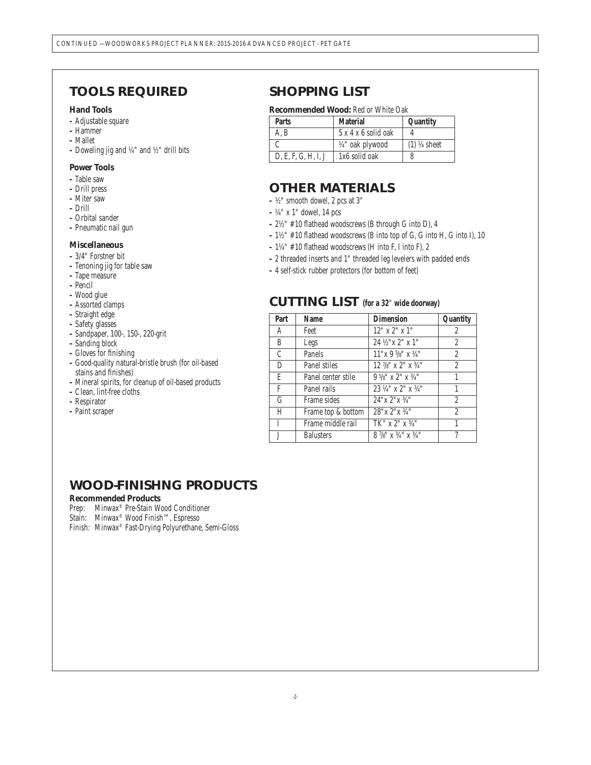## TOOLS REQUIRED

### Hand Tools

- Adjustable square
- Hammer
- Mallet
- Doweling jig and ¼" and ½" drill bits

### Power Tools

- Table saw
- Drill press
- Miter saw
- Drill
- Orbital sander
- Pneumatic nail gun

### Miscellaneous

- 3/4" Forstner bit
- Tenoning jig for table saw
- Tape measure
- Pencil
- Wood glue
- Assorted clamps
- Straight edge
- Safety glasses
- Sandpaper, 100-, 150-, 220-grit
- Sanding block
- Gloves for finishing
- Good-quality natural-bristle brush (for oil-based stains and finishes)
- Mineral spirits, for cleanup of oil-based products
- Clean, lint-free cloths
- Respirator
- Paint scraper

## SHOPPING LIST

**Recommended Wood:** Red or White Oak

| Parts | Material | Quantity |
|---|---|---|
| A, B | 5 x 4 x 6 solid oak | 4 |
| C | ¼" oak plywood | (1) ¼ sheet |
| D, E, F, G, H, I, J | 1x6 solid oak | 8 |

## OTHER MATERIALS

- ½" smooth dowel, 2 pcs at 3"
- ¼" x 1" dowel, 14 pcs
- 2½" #10 flathead woodscrews (B through G into D), 4
- 1½" #10 flathead woodscrews (B into top of G, G into H, G into I), 10
- 1¼" #10 flathead woodscrews (H into F, I into F), 2
- 2 threaded inserts and 1" threaded leg levelers with padded ends
- 4 self-stick rubber protectors (for bottom of feet)

## CUTTING LIST (for a 32" wide doorway)

| Part | Name | Dimension | Quantity |
|---|---|---|---|
| A | Feet | 12" x 2" x 1" | 2 |
| B | Legs | 24 ½" x 2" x 1" | 2 |
| C | Panels | 11" x 9 5/8" x ¼" | 2 |
| D | Panel stiles | 12 7/8" x 2" x ¾" | 2 |
| E | Panel center stile | 9 5/8" x 2" x ¾" | 1 |
| F | Panel rails | 23 ¼" x 2" x ¾" | 1 |
| G | Frame sides | 24" x 2" x ¾" | 2 |
| H | Frame top & bottom | 28" x 2" x ¾" | 2 |
| I | Frame middle rail | TK" x 2" x ¾" | 1 |
| J | Balusters | 8 7/8" x ¾" x ¾" | 7 |

## WOOD-FINISHNG PRODUCTS

**Recommended Products**

Prep: Minwax® Pre-Stain Wood Conditioner
Stain: Minwax® Wood Finish™, Espresso
Finish: Minwax® Fast-Drying Polyurethane, Semi-Gloss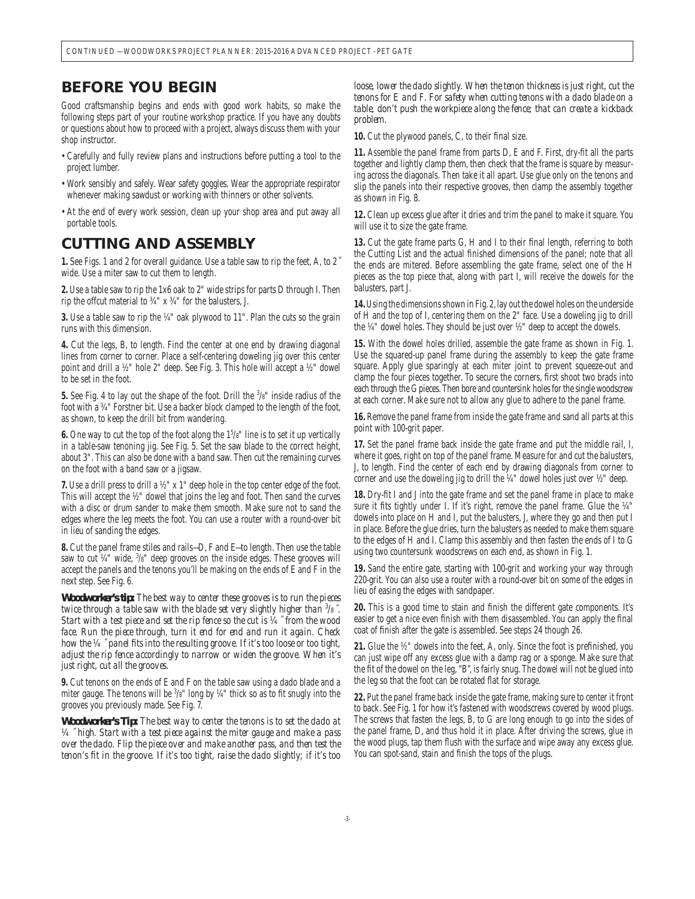## BEFORE YOU BEGIN

Good craftsmanship begins and ends with good work habits, so make the following steps part of your routine workshop practice. If you have any doubts or questions about how to proceed with a project, always discuss them with your shop instructor.

- Carefully and fully review plans and instructions before putting a tool to the project lumber.
- Work sensibly and safely. Wear safety goggles. Wear the appropriate respirator whenever making sawdust or working with thinners or other solvents.
- At the end of every work session, clean up your shop area and put away all portable tools.

## CUTTING AND ASSEMBLY

**1.** See Figs. 1 and 2 for overall guidance. Use a table saw to rip the feet, A, to 2″ wide. Use a miter saw to cut them to length.

**2.** Use a table saw to rip the 1x6 oak to 2" wide strips for parts D through I. Then rip the offcut material to ¾" x ¾" for the balusters, J.

**3.** Use a table saw to rip the ¼" oak plywood to 11". Plan the cuts so the grain runs with this dimension.

**4.** Cut the legs, B, to length. Find the center at one end by drawing diagonal lines from corner to corner. Place a self-centering doweling jig over this center point and drill a ½" hole 2" deep. See Fig. 3. This hole will accept a ½" dowel to be set in the foot.

**5.** See Fig. 4 to lay out the shape of the foot. Drill the 3/8" inside radius of the foot with a ¾" Forstner bit. Use a backer block clamped to the length of the foot, as shown, to keep the drill bit from wandering.

**6.** One way to cut the top of the foot along the 1 5/8" line is to set it up vertically in a table-saw tenoning jig. See Fig. 5. Set the saw blade to the correct height, about 3". This can also be done with a band saw. Then cut the remaining curves on the foot with a band saw or a jigsaw.

**7.** Use a drill press to drill a ½" x 1" deep hole in the top center edge of the foot. This will accept the ½" dowel that joins the leg and foot. Then sand the curves with a disc or drum sander to make them smooth. Make sure not to sand the edges where the leg meets the foot. You can use a router with a round-over bit in lieu of sanding the edges.

**8.** Cut the panel frame stiles and rails—D, F and E—to length. Then use the table saw to cut ¼" wide, 3/8" deep grooves on the inside edges. These grooves will accept the panels and the tenons you'll be making on the ends of E and F in the next step. See Fig. 6.

***Woodworker's tip:*** *The best way to center these grooves is to run the pieces twice through a table saw with the blade set very slightly higher than 3/8″. Start with a test piece and set the rip fence so the cut is ¼″ from the wood face. Run the piece through, turn it end for end and run it again. Check how the ¼″ panel fits into the resulting groove. If it's too loose or too tight, adjust the rip fence accordingly to narrow or widen the groove. When it's just right, cut all the grooves.*

**9.** Cut tenons on the ends of E and F on the table saw using a dado blade and a miter gauge. The tenons will be 3/8" long by ¼" thick so as to fit snugly into the grooves you previously made. See Fig. 7.

***Woodworker's Tip:*** *The best way to center the tenons is to set the dado at ¼″ high. Start with a test piece against the miter gauge and make a pass over the dado. Flip the piece over and make another pass, and then test the tenon's fit in the groove. If it's too tight, raise the dado slightly; if it's too loose, lower the dado slightly. When the tenon thickness is just right, cut the tenons for E and F. For safety when cutting tenons with a dado blade on a table, don't push the workpiece along the fence; that can create a kickback problem.*

**10.** Cut the plywood panels, C, to their final size.

**11.** Assemble the panel frame from parts D, E and F. First, dry-fit all the parts together and lightly clamp them, then check that the frame is square by measuring across the diagonals. Then take it all apart. Use glue only on the tenons and slip the panels into their respective grooves, then clamp the assembly together as shown in Fig. 8.

**12.** Clean up excess glue after it dries and trim the panel to make it square. You will use it to size the gate frame.

**13.** Cut the gate frame parts G, H and I to their final length, referring to both the Cutting List and the actual finished dimensions of the panel; note that all the ends are mitered. Before assembling the gate frame, select one of the H pieces as the top piece that, along with part I, will receive the dowels for the balusters, part J.

**14.** Using the dimensions shown in Fig. 2, lay out the dowel holes on the underside of H and the top of I, centering them on the 2" face. Use a doweling jig to drill the ¼" dowel holes. They should be just over ½" deep to accept the dowels.

**15.** With the dowel holes drilled, assemble the gate frame as shown in Fig. 1. Use the squared-up panel frame during the assembly to keep the gate frame square. Apply glue sparingly at each miter joint to prevent squeeze-out and clamp the four pieces together. To secure the corners, first shoot two brads into each through the G pieces. Then bore and countersink holes for the single woodscrew at each corner. Make sure not to allow any glue to adhere to the panel frame.

**16.** Remove the panel frame from inside the gate frame and sand all parts at this point with 100-grit paper.

**17.** Set the panel frame back inside the gate frame and put the middle rail, I, where it goes, right on top of the panel frame. Measure for and cut the balusters, J, to length. Find the center of each end by drawing diagonals from corner to corner and use the doweling jig to drill the ¼" dowel holes just over ½" deep.

**18.** Dry-fit I and J into the gate frame and set the panel frame in place to make sure it fits tightly under I. If it's right, remove the panel frame. Glue the ¼" dowels into place on H and I, put the balusters, J, where they go and then put I in place. Before the glue dries, turn the balusters as needed to make them square to the edges of H and I. Clamp this assembly and then fasten the ends of I to G using two countersunk woodscrews on each end, as shown in Fig. 1.

**19.** Sand the entire gate, starting with 100-grit and working your way through 220-grit. You can also use a router with a round-over bit on some of the edges in lieu of easing the edges with sandpaper.

**20.** This is a good time to stain and finish the different gate components. It's easier to get a nice even finish with them disassembled. You can apply the final coat of finish after the gate is assembled. See steps 24 though 26.

**21.** Glue the ½" dowels into the feet, A, only. Since the foot is prefinished, you can just wipe off any excess glue with a damp rag or a sponge. Make sure that the fit of the dowel on the leg, "B", is fairly snug. The dowel will not be glued into the leg so that the foot can be rotated flat for storage.

**22.** Put the panel frame back inside the gate frame, making sure to center it front to back. See Fig. 1 for how it's fastened with woodscrews covered by wood plugs. The screws that fasten the legs, B, to G are long enough to go into the sides of the panel frame, D, and thus hold it in place. After driving the screws, glue in the wood plugs, tap them flush with the surface and wipe away any excess glue. You can spot-sand, stain and finish the tops of the plugs.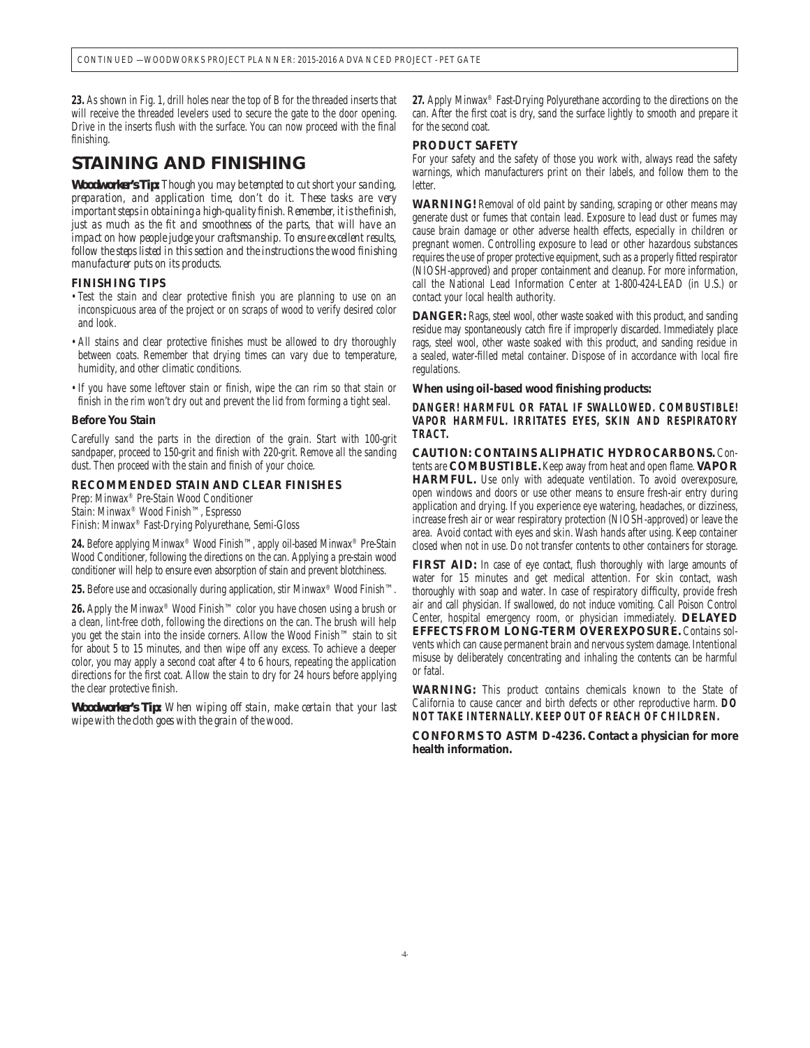**23.** As shown in Fig. 1, drill holes near the top of B for the threaded inserts that will receive the threaded levelers used to secure the gate to the door opening. Drive in the inserts flush with the surface. You can now proceed with the final finishing.

## STAINING AND FINISHING

***Woodworker's Tip:*** *Though you may be tempted to cut short your sanding, preparation, and application time, don't do it. These tasks are very important steps in obtaining a high-quality finish. Remember, it is the finish, just as much as the fit and smoothness of the parts, that will have an impact on how people judge your craftsmanship. To ensure excellent results, follow the steps listed in this section and the instructions the wood finishing manufacturer puts on its products.*

### FINISHING TIPS

- Test the stain and clear protective finish you are planning to use on an inconspicuous area of the project or on scraps of wood to verify desired color and look.
- All stains and clear protective finishes must be allowed to dry thoroughly between coats. Remember that drying times can vary due to temperature, humidity, and other climatic conditions.
- If you have some leftover stain or finish, wipe the can rim so that stain or finish in the rim won't dry out and prevent the lid from forming a tight seal.

### Before You Stain

Carefully sand the parts in the direction of the grain. Start with 100-grit sandpaper, proceed to 150-grit and finish with 220-grit. Remove all the sanding dust. Then proceed with the stain and finish of your choice.

### RECOMMENDED STAIN AND CLEAR FINISHES

Prep: Minwax® Pre-Stain Wood Conditioner
Stain: Minwax® Wood Finish™, Espresso
Finish: Minwax® Fast-Drying Polyurethane, Semi-Gloss

**24.** Before applying Minwax® Wood Finish™, apply oil-based Minwax® Pre-Stain Wood Conditioner, following the directions on the can. Applying a pre-stain wood conditioner will help to ensure even absorption of stain and prevent blotchiness.

**25.** Before use and occasionally during application, stir Minwax® Wood Finish™.

**26.** Apply the Minwax® Wood Finish™ color you have chosen using a brush or a clean, lint-free cloth, following the directions on the can. The brush will help you get the stain into the inside corners. Allow the Wood Finish™ stain to sit for about 5 to 15 minutes, and then wipe off any excess. To achieve a deeper color, you may apply a second coat after 4 to 6 hours, repeating the application directions for the first coat. Allow the stain to dry for 24 hours before applying the clear protective finish.

***Woodworker's Tip:*** *When wiping off stain, make certain that your last wipe with the cloth goes with the grain of the wood.*

**27.** Apply Minwax® Fast-Drying Polyurethane according to the directions on the can. After the first coat is dry, sand the surface lightly to smooth and prepare it for the second coat.

### PRODUCT SAFETY

For your safety and the safety of those you work with, always read the safety warnings, which manufacturers print on their labels, and follow them to the letter.

**WARNING!** Removal of old paint by sanding, scraping or other means may generate dust or fumes that contain lead. Exposure to lead dust or fumes may cause brain damage or other adverse health effects, especially in children or pregnant women. Controlling exposure to lead or other hazardous substances requires the use of proper protective equipment, such as a properly fitted respirator (NIOSH-approved) and proper containment and cleanup. For more information, call the National Lead Information Center at 1-800-424-LEAD (in U.S.) or contact your local health authority.

**DANGER:** Rags, steel wool, other waste soaked with this product, and sanding residue may spontaneously catch fire if improperly discarded. Immediately place rags, steel wool, other waste soaked with this product, and sanding residue in a sealed, water-filled metal container. Dispose of in accordance with local fire regulations.

**When using oil-based wood finishing products:**

**DANGER! HARMFUL OR FATAL IF SWALLOWED. COMBUSTIBLE! VAPOR HARMFUL. IRRITATES EYES, SKIN AND RESPIRATORY TRACT.**

**CAUTION: CONTAINS ALIPHATIC HYDROCARBONS.** Contents are **COMBUSTIBLE.** Keep away from heat and open flame. **VAPOR HARMFUL.** Use only with adequate ventilation. To avoid overexposure, open windows and doors or use other means to ensure fresh-air entry during application and drying. If you experience eye watering, headaches, or dizziness, increase fresh air or wear respiratory protection (NIOSH-approved) or leave the area. Avoid contact with eyes and skin. Wash hands after using. Keep container closed when not in use. Do not transfer contents to other containers for storage.

**FIRST AID:** In case of eye contact, flush thoroughly with large amounts of water for 15 minutes and get medical attention. For skin contact, wash thoroughly with soap and water. In case of respiratory difficulty, provide fresh air and call physician. If swallowed, do not induce vomiting. Call Poison Control Center, hospital emergency room, or physician immediately. **DELAYED EFFECTS FROM LONG-TERM OVEREXPOSURE.** Contains solvents which can cause permanent brain and nervous system damage. Intentional misuse by deliberately concentrating and inhaling the contents can be harmful or fatal.

**WARNING:** This product contains chemicals known to the State of California to cause cancer and birth defects or other reproductive harm. **DO NOT TAKE INTERNALLY. KEEP OUT OF REACH OF CHILDREN.**

**CONFORMS TO ASTM D-4236. Contact a physician for more health information.**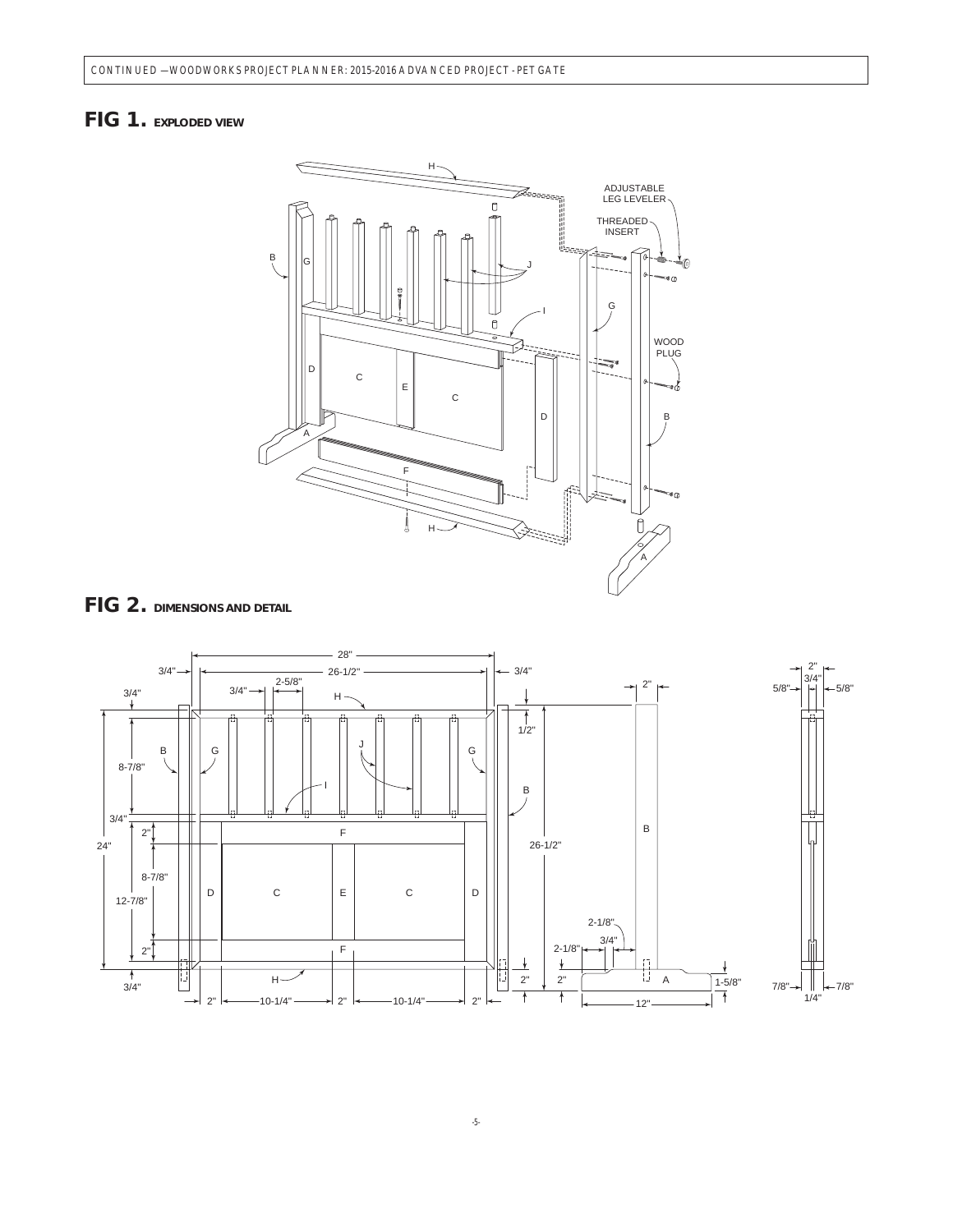## FIG 1. EXPLODED VIEW

## FIG 2. DIMENSIONS AND DETAIL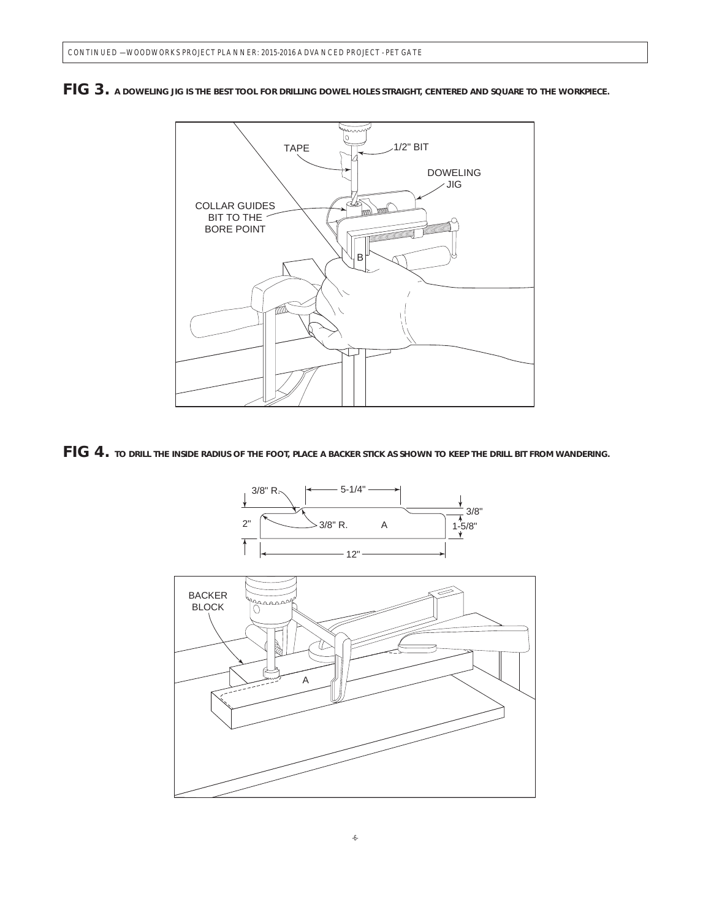**FIG 3.** A DOWELING JIG IS THE BEST TOOL FOR DRILLING DOWEL HOLES STRAIGHT, CENTERED AND SQUARE TO THE WORKPIECE.

TAPE

1/2" BIT

DOWELING JIG

COLLAR GUIDES BIT TO THE BORE POINT

B

**FIG 4.** TO DRILL THE INSIDE RADIUS OF THE FOOT, PLACE A BACKER STICK AS SHOWN TO KEEP THE DRILL BIT FROM WANDERING.

3/8" R.

5-1/4"

3/8"

2"

3/8" R.

A

1-5/8"

12"

BACKER BLOCK

A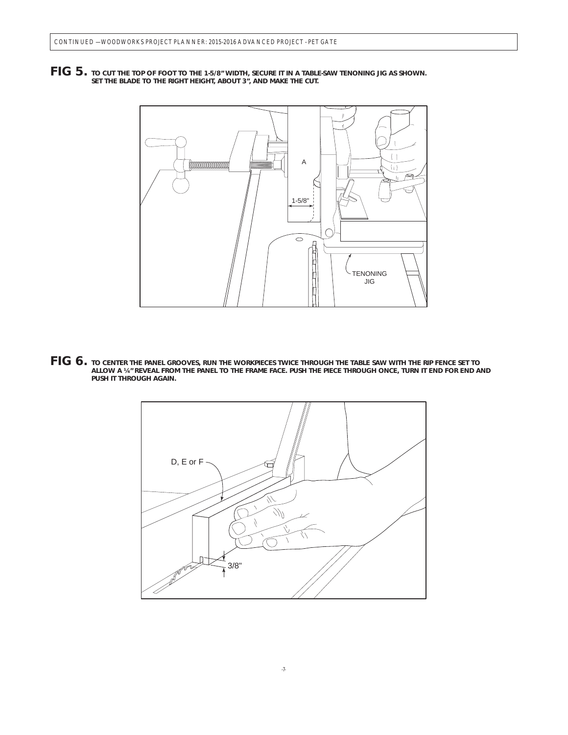**FIG 5.** **TO CUT THE TOP OF FOOT TO THE 1-5/8" WIDTH, SECURE IT IN A TABLE-SAW TENONING JIG AS SHOWN. SET THE BLADE TO THE RIGHT HEIGHT, ABOUT 3", AND MAKE THE CUT.**

**FIG 6.** **TO CENTER THE PANEL GROOVES, RUN THE WORKPIECES TWICE THROUGH THE TABLE SAW WITH THE RIP FENCE SET TO ALLOW A ¼" REVEAL FROM THE PANEL TO THE FRAME FACE. PUSH THE PIECE THROUGH ONCE, TURN IT END FOR END AND PUSH IT THROUGH AGAIN.**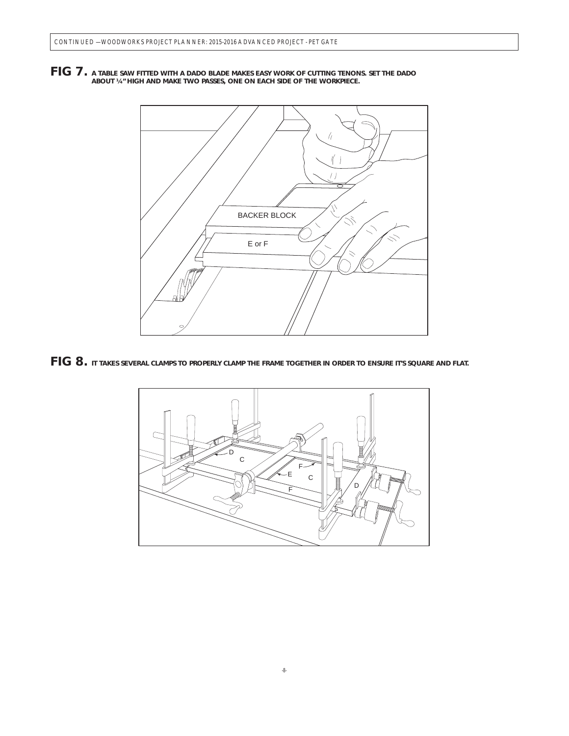**FIG 7.** **A TABLE SAW FITTED WITH A DADO BLADE MAKES EASY WORK OF CUTTING TENONS. SET THE DADO ABOUT ¼" HIGH AND MAKE TWO PASSES, ONE ON EACH SIDE OF THE WORKPIECE.**

BACKER BLOCK

E or F

**FIG 8.** **IT TAKES SEVERAL CLAMPS TO PROPERLY CLAMP THE FRAME TOGETHER IN ORDER TO ENSURE IT'S SQUARE AND FLAT.**

D

C

F

E

C

F

D